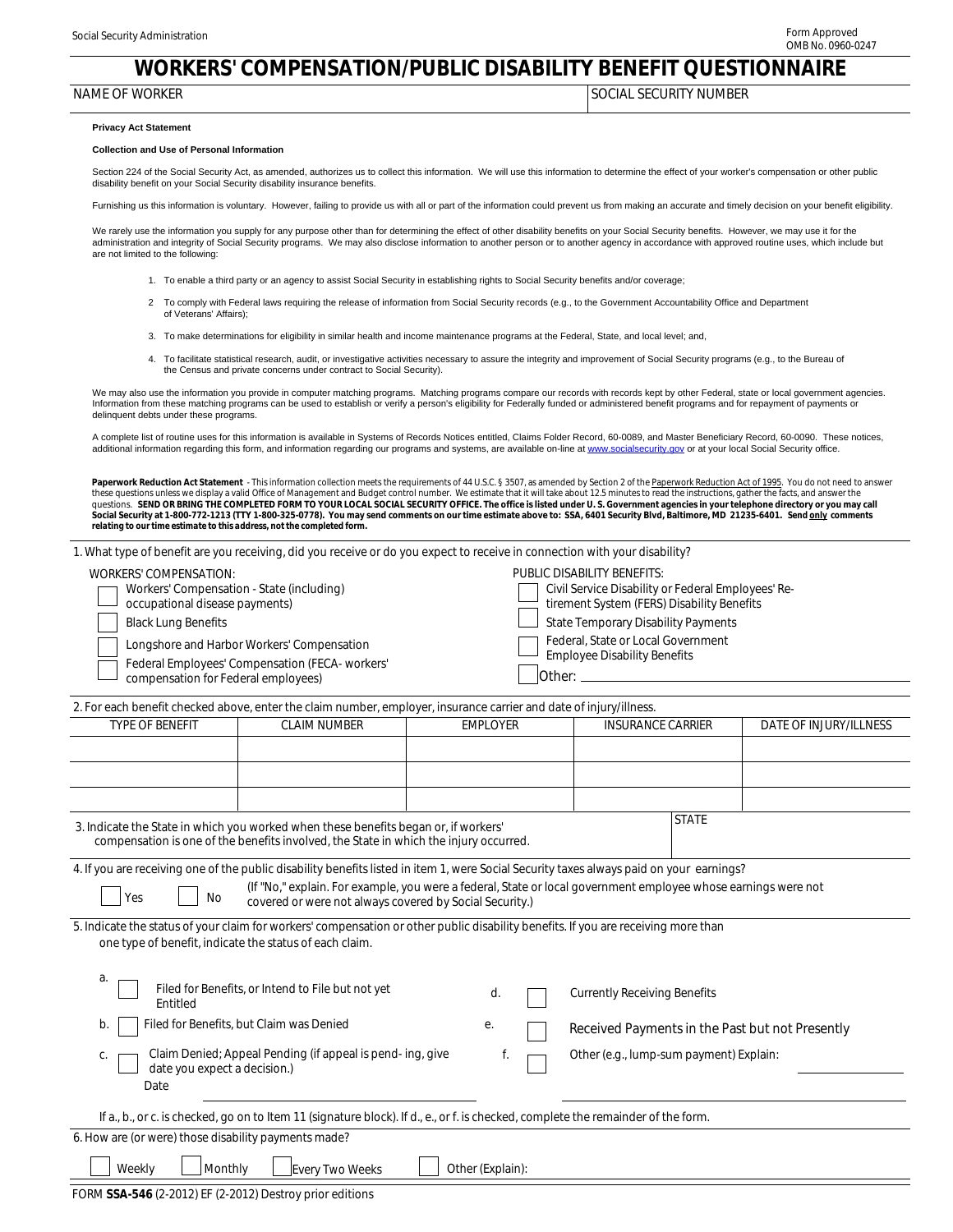Form Approved
OMB No. 0960-0247

Social Security Administration

# WORKERS' COMPENSATION/PUBLIC DISABILITY BENEFIT QUESTIONNAIRE

| NAME OF WORKER | SOCIAL SECURITY NUMBER |
|---|---|
| | |

**Privacy Act Statement**

**Collection and Use of Personal Information**

Section 224 of the Social Security Act, as amended, authorizes us to collect this information. We will use this information to determine the effect of your worker's compensation or other public disability benefit on your Social Security disability insurance benefits.

Furnishing us this information is voluntary. However, failing to provide us with all or part of the information could prevent us from making an accurate and timely decision on your benefit eligibility.

We rarely use the information you supply for any purpose other than for determining the effect of other disability benefits on your Social Security benefits. However, we may use it for the administration and integrity of Social Security programs. We may also disclose information to another person or to another agency in accordance with approved routine uses, which include but are not limited to the following:

1. To enable a third party or an agency to assist Social Security in establishing rights to Social Security benefits and/or coverage;
2. To comply with Federal laws requiring the release of information from Social Security records (e.g., to the Government Accountability Office and Department of Veterans' Affairs);
3. To make determinations for eligibility in similar health and income maintenance programs at the Federal, State, and local level; and,
4. To facilitate statistical research, audit, or investigative activities necessary to assure the integrity and improvement of Social Security programs (e.g., to the Bureau of the Census and private concerns under contract to Social Security).

We may also use the information you provide in computer matching programs. Matching programs compare our records with records kept by other Federal, state or local government agencies. Information from these matching programs can be used to establish or verify a person's eligibility for Federally funded or administered benefit programs and for repayment of payments or delinquent debts under these programs.

A complete list of routine uses for this information is available in Systems of Records Notices entitled, Claims Folder Record, 60-0089, and Master Beneficiary Record, 60-0090. These notices, additional information regarding this form, and information regarding our programs and systems, are available on-line at www.socialsecurity.gov or at your local Social Security office.

**Paperwork Reduction Act Statement** - This information collection meets the requirements of 44 U.S.C. § 3507, as amended by Section 2 of the Paperwork Reduction Act of 1995. You do not need to answer these questions unless we display a valid Office of Management and Budget control number. We estimate that it will take about 12.5 minutes to read the instructions, gather the facts, and answer the questions. **SEND OR BRING THE COMPLETED FORM TO YOUR LOCAL SOCIAL SECURITY OFFICE. The office is listed under U. S. Government agencies in your telephone directory or you may call Social Security at 1-800-772-1213 (TTY 1-800-325-0778). You may send comments on our time estimate above to: SSA, 6401 Security Blvd, Baltimore, MD 21235-6401. Send only comments relating to our time estimate to this address, not the completed form.**

1. What type of benefit are you receiving, did you receive or do you expect to receive in connection with your disability?

WORKERS' COMPENSATION:

- ☐ Workers' Compensation - State (including occupational disease payments)
- ☐ Black Lung Benefits
- ☐ Longshore and Harbor Workers' Compensation
- ☐ Federal Employees' Compensation (FECA- workers' compensation for Federal employees)

PUBLIC DISABILITY BENEFITS:

- ☐ Civil Service Disability or Federal Employees' Retirement System (FERS) Disability Benefits
- ☐ State Temporary Disability Payments
- ☐ Federal, State or Local Government Employee Disability Benefits
- ☐ Other: ______

2. For each benefit checked above, enter the claim number, employer, insurance carrier and date of injury/illness.

| TYPE OF BENEFIT | CLAIM NUMBER | EMPLOYER | INSURANCE CARRIER | DATE OF INJURY/ILLNESS |
|---|---|---|---|---|
| | | | | |
| | | | | |
| | | | | |

3. Indicate the State in which you worked when these benefits began or, if workers' compensation is one of the benefits involved, the State in which the injury occurred. STATE ______

4. If you are receiving one of the public disability benefits listed in item 1, were Social Security taxes always paid on your earnings?

☐ Yes ☐ No (If "No," explain. For example, you were a federal, State or local government employee whose earnings were not covered or were not always covered by Social Security.)

5. Indicate the status of your claim for workers' compensation or other public disability benefits. If you are receiving more than one type of benefit, indicate the status of each claim.

- a. ☐ Filed for Benefits, or Intend to File but not yet Entitled
- b. ☐ Filed for Benefits, but Claim was Denied
- c. ☐ Claim Denied; Appeal Pending (if appeal is pend- ing, give date you expect a decision.) Date ______
- d. ☐ Currently Receiving Benefits
- e. ☐ Received Payments in the Past but not Presently
- f. ☐ Other (e.g., lump-sum payment) Explain: ______

If a., b., or c. is checked, go on to Item 11 (signature block). If d., e., or f. is checked, complete the remainder of the form.

6. How are (or were) those disability payments made?

☐ Weekly ☐ Monthly ☐ Every Two Weeks ☐ Other (Explain):

FORM **SSA-546** (2-2012) EF (2-2012) Destroy prior editions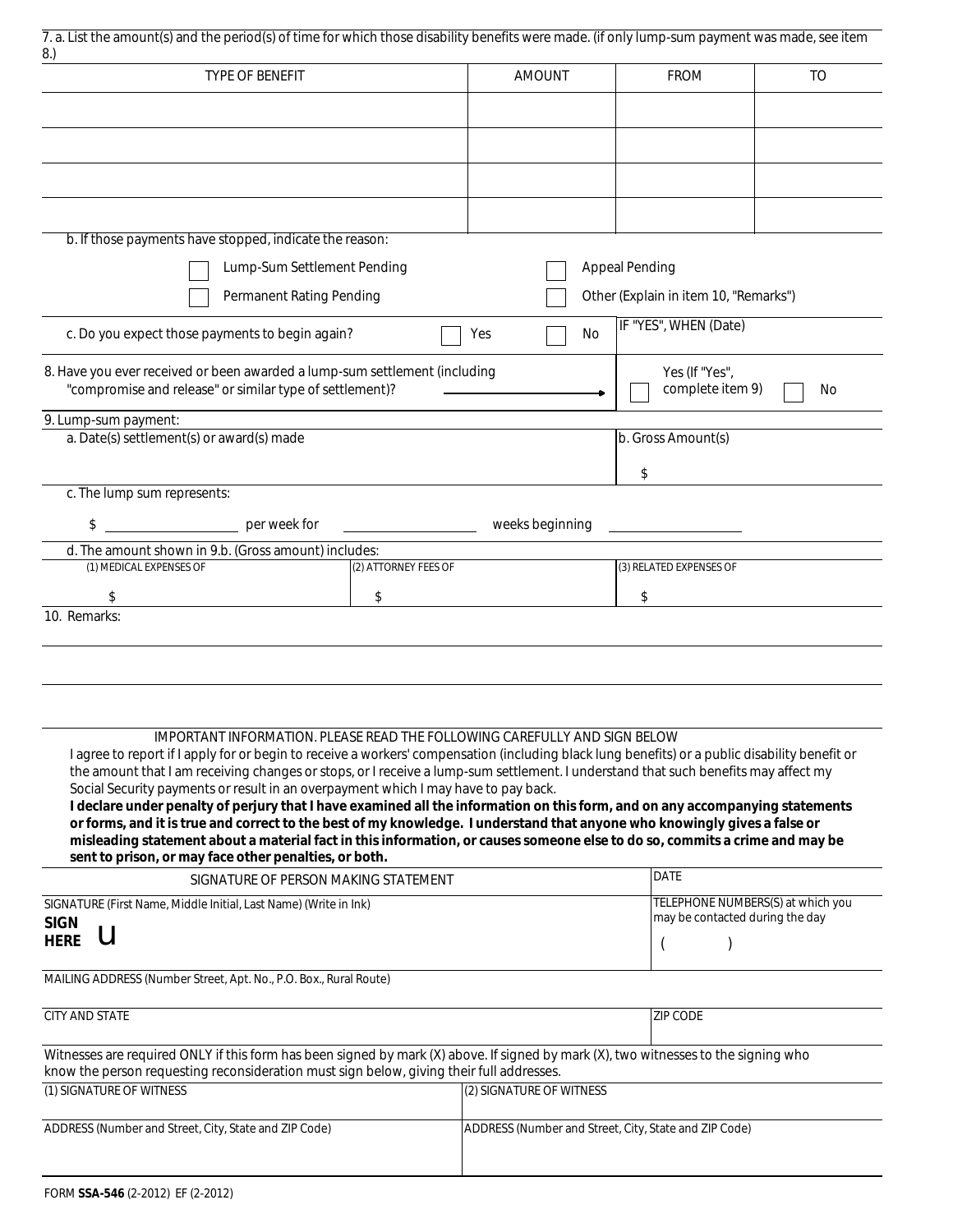7. a. List the amount(s) and the period(s) of time for which those disability benefits were made. (if only lump-sum payment was made, see item 8.)

| TYPE OF BENEFIT | AMOUNT | FROM | TO |
|---|---|---|---|
| | | | |
| | | | |
| | | | |
| | | | |

b. If those payments have stopped, indicate the reason:

☐ Lump-Sum Settlement Pending ☐ Appeal Pending

☐ Permanent Rating Pending ☐ Other (Explain in item 10, "Remarks")

c. Do you expect those payments to begin again? ☐ Yes ☐ No IF "YES", WHEN (Date)

8. Have you ever received or been awarded a lump-sum settlement (including "compromise and release" or similar type of settlement)? → ☐ Yes (If "Yes", complete item 9) ☐ No

9. Lump-sum payment:

a. Date(s) settlement(s) or award(s) made

b. Gross Amount(s)

$

c. The lump sum represents:

$ ____________ per week for ____________ weeks beginning ____________

d. The amount shown in 9.b. (Gross amount) includes:

| (1) MEDICAL EXPENSES OF | (2) ATTORNEY FEES OF | (3) RELATED EXPENSES OF |
|---|---|---|
| $ | $ | $ |

10. Remarks:

IMPORTANT INFORMATION. PLEASE READ THE FOLLOWING CAREFULLY AND SIGN BELOW

I agree to report if I apply for or begin to receive a workers' compensation (including black lung benefits) or a public disability benefit or the amount that I am receiving changes or stops, or I receive a lump-sum settlement. I understand that such benefits may affect my Social Security payments or result in an overpayment which I may have to pay back.

**I declare under penalty of perjury that I have examined all the information on this form, and on any accompanying statements or forms, and it is true and correct to the best of my knowledge. I understand that anyone who knowingly gives a false or misleading statement about a material fact in this information, or causes someone else to do so, commits a crime and may be sent to prison, or may face other penalties, or both.**

| SIGNATURE OF PERSON MAKING STATEMENT | DATE |
|---|---|
| SIGNATURE (First Name, Middle Initial, Last Name) (Write in Ink)<br>**SIGN HERE** | TELEPHONE NUMBERS(S) at which you may be contacted during the day<br>( ) |
| MAILING ADDRESS (Number Street, Apt. No., P.O. Box., Rural Route) | |
| CITY AND STATE | ZIP CODE |

Witnesses are required ONLY if this form has been signed by mark (X) above. If signed by mark (X), two witnesses to the signing who know the person requesting reconsideration must sign below, giving their full addresses.

| (1) SIGNATURE OF WITNESS | (2) SIGNATURE OF WITNESS |
|---|---|
| ADDRESS (Number and Street, City, State and ZIP Code) | ADDRESS (Number and Street, City, State and ZIP Code) |

FORM **SSA-546** (2-2012) EF (2-2012)